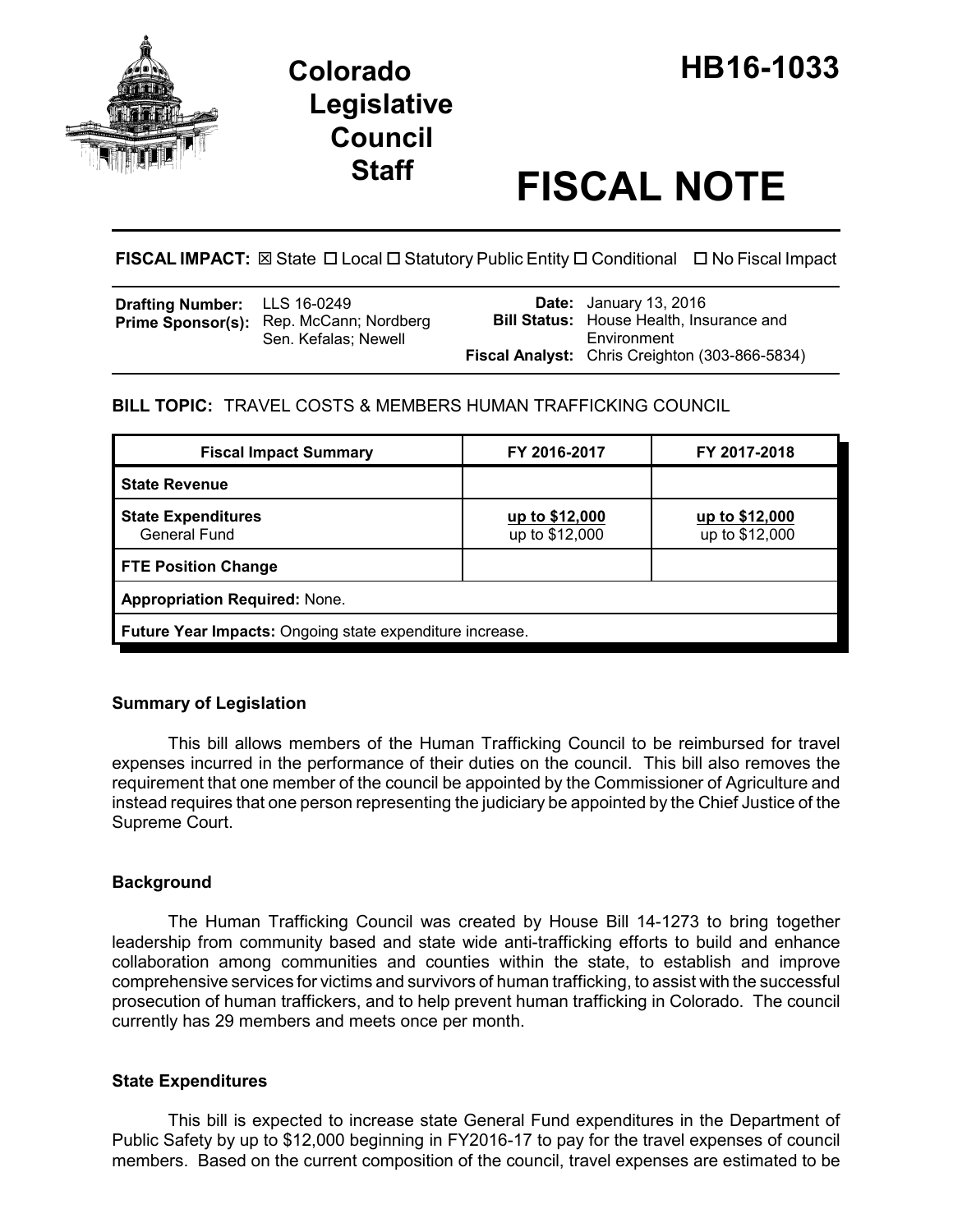# Colorado Legislative Council Staff

# HB16-1033

# FISCAL NOTE

**FISCAL IMPACT:** ☒ State ☐ Local ☐ Statutory Public Entity ☐ Conditional ☐ No Fiscal Impact

| | | | |
|---|---|---|---|
| **Drafting Number:** | LLS 16-0249 | **Date:** | January 13, 2016 |
| **Prime Sponsor(s):** | Rep. McCann; Nordberg<br>Sen. Kefalas; Newell | **Bill Status:** | House Health, Insurance and Environment |
| | | **Fiscal Analyst:** | Chris Creighton (303-866-5834) |

**BILL TOPIC:** TRAVEL COSTS & MEMBERS HUMAN TRAFFICKING COUNCIL

| Fiscal Impact Summary | FY 2016-2017 | FY 2017-2018 |
|---|---|---|
| **State Revenue** | | |
| **State Expenditures**<br>General Fund | <u>up to $12,000</u><br>up to $12,000 | <u>up to $12,000</u><br>up to $12,000 |
| **FTE Position Change** | | |
| **Appropriation Required:** None. | | |
| **Future Year Impacts:** Ongoing state expenditure increase. | | |

### Summary of Legislation

This bill allows members of the Human Trafficking Council to be reimbursed for travel expenses incurred in the performance of their duties on the council. This bill also removes the requirement that one member of the council be appointed by the Commissioner of Agriculture and instead requires that one person representing the judiciary be appointed by the Chief Justice of the Supreme Court.

### Background

The Human Trafficking Council was created by House Bill 14-1273 to bring together leadership from community based and state wide anti-trafficking efforts to build and enhance collaboration among communities and counties within the state, to establish and improve comprehensive services for victims and survivors of human trafficking, to assist with the successful prosecution of human traffickers, and to help prevent human trafficking in Colorado. The council currently has 29 members and meets once per month.

### State Expenditures

This bill is expected to increase state General Fund expenditures in the Department of Public Safety by up to $12,000 beginning in FY2016-17 to pay for the travel expenses of council members. Based on the current composition of the council, travel expenses are estimated to be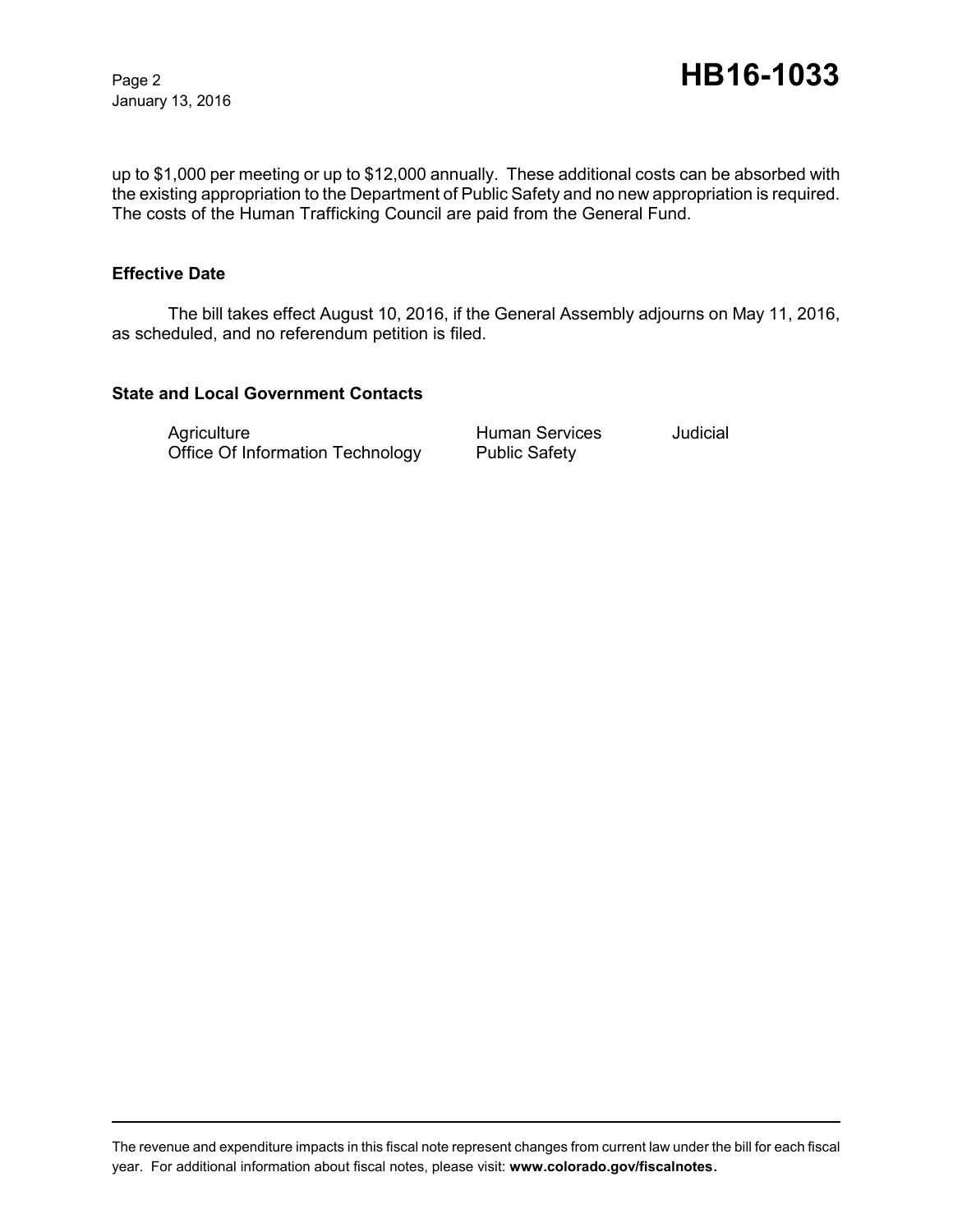up to $1,000 per meeting or up to $12,000 annually. These additional costs can be absorbed with the existing appropriation to the Department of Public Safety and no new appropriation is required. The costs of the Human Trafficking Council are paid from the General Fund.

### Effective Date

The bill takes effect August 10, 2016, if the General Assembly adjourns on May 11, 2016, as scheduled, and no referendum petition is filed.

### State and Local Government Contacts

| | | |
|---|---|---|
| Agriculture | Human Services | Judicial |
| Office Of Information Technology | Public Safety | |

The revenue and expenditure impacts in this fiscal note represent changes from current law under the bill for each fiscal year. For additional information about fiscal notes, please visit: **www.colorado.gov/fiscalnotes.**